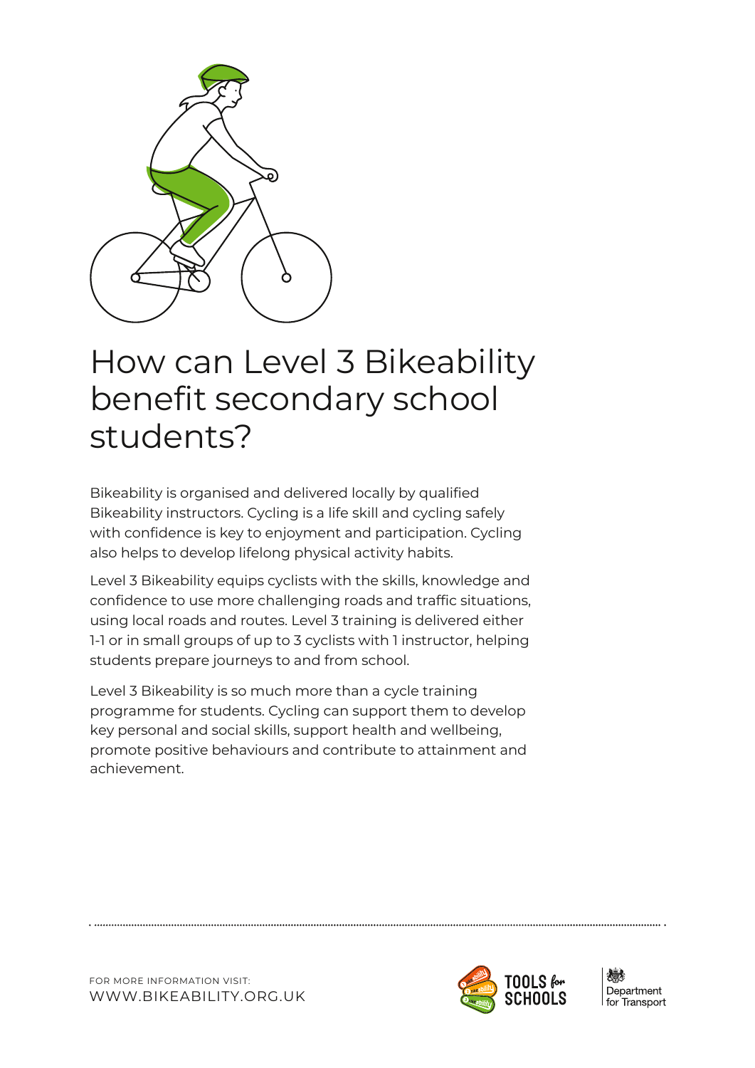# How can Level 3 Bikeability benefit secondary school students?

Bikeability is organised and delivered locally by qualified Bikeability instructors. Cycling is a life skill and cycling safely with confidence is key to enjoyment and participation. Cycling also helps to develop lifelong physical activity habits.

Level 3 Bikeability equips cyclists with the skills, knowledge and confidence to use more challenging roads and traffic situations, using local roads and routes. Level 3 training is delivered either 1-1 or in small groups of up to 3 cyclists with 1 instructor, helping students prepare journeys to and from school.

Level 3 Bikeability is so much more than a cycle training programme for students. Cycling can support them to develop key personal and social skills, support health and wellbeing, promote positive behaviours and contribute to attainment and achievement.

FOR MORE INFORMATION VISIT:
WWW.BIKEABILITY.ORG.UK

TOOLS for SCHOOLS

Department for Transport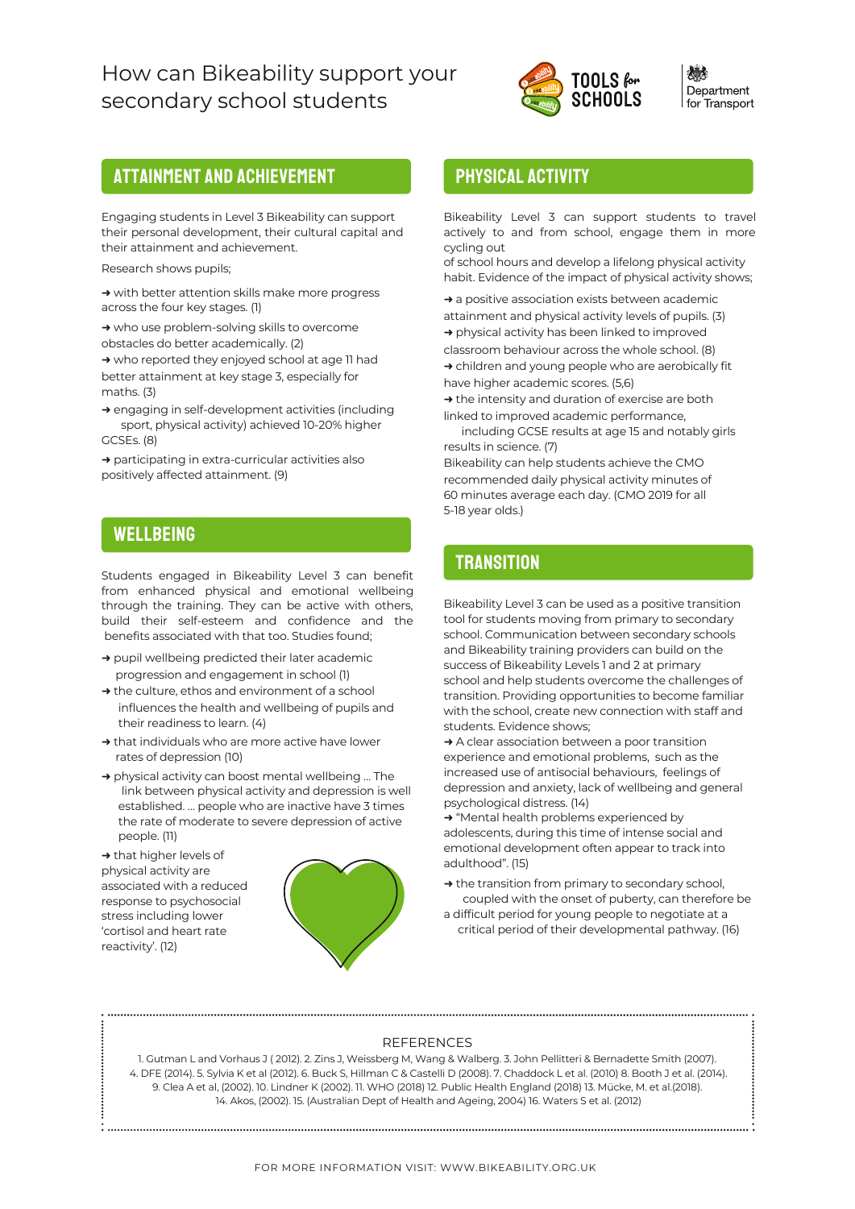# How can Bikeability support your secondary school students

## ATTAINMENT AND ACHIEVEMENT

Engaging students in Level 3 Bikeability can support their personal development, their cultural capital and their attainment and achievement.

Research shows pupils;

➜ with better attention skills make more progress across the four key stages. (1)

➜ who use problem-solving skills to overcome obstacles do better academically. (2)

➜ who reported they enjoyed school at age 11 had better attainment at key stage 3, especially for maths. (3)

➜ engaging in self-development activities (including sport, physical activity) achieved 10-20% higher GCSEs. (8)

➜ participating in extra-curricular activities also positively affected attainment. (9)

## WELLBEING

Students engaged in Bikeability Level 3 can benefit from enhanced physical and emotional wellbeing through the training. They can be active with others, build their self-esteem and confidence and the benefits associated with that too. Studies found;

➜ pupil wellbeing predicted their later academic progression and engagement in school (1)

➜ the culture, ethos and environment of a school influences the health and wellbeing of pupils and their readiness to learn. (4)

➜ that individuals who are more active have lower rates of depression (10)

➜ physical activity can boost mental wellbeing ... The link between physical activity and depression is well established. ... people who are inactive have 3 times the rate of moderate to severe depression of active people. (11)

➜ that higher levels of physical activity are associated with a reduced response to psychosocial stress including lower 'cortisol and heart rate reactivity'. (12)

## PHYSICAL ACTIVITY

Bikeability Level 3 can support students to travel actively to and from school, engage them in more cycling out of school hours and develop a lifelong physical activity habit. Evidence of the impact of physical activity shows;

➜ a positive association exists between academic attainment and physical activity levels of pupils. (3)

➜ physical activity has been linked to improved classroom behaviour across the whole school. (8)

➜ children and young people who are aerobically fit have higher academic scores. (5,6)

➜ the intensity and duration of exercise are both linked to improved academic performance, including GCSE results at age 15 and notably girls results in science. (7)

Bikeability can help students achieve the CMO recommended daily physical activity minutes of 60 minutes average each day. (CMO 2019 for all 5-18 year olds.)

## TRANSITION

Bikeability Level 3 can be used as a positive transition tool for students moving from primary to secondary school. Communication between secondary schools and Bikeability training providers can build on the success of Bikeability Levels 1 and 2 at primary school and help students overcome the challenges of transition. Providing opportunities to become familiar with the school, create new connection with staff and students. Evidence shows;

➜ A clear association between a poor transition experience and emotional problems, such as the increased use of antisocial behaviours, feelings of depression and anxiety, lack of wellbeing and general psychological distress. (14)

➜ "Mental health problems experienced by adolescents, during this time of intense social and emotional development often appear to track into adulthood". (15)

➜ the transition from primary to secondary school, coupled with the onset of puberty, can therefore be a difficult period for young people to negotiate at a critical period of their developmental pathway. (16)

### REFERENCES

1. Gutman L and Vorhaus J ( 2012). 2. Zins J, Weissberg M, Wang & Walberg. 3. John Pellitteri & Bernadette Smith (2007). 4. DFE (2014). 5. Sylvia K et al (2012). 6. Buck S, Hillman C & Castelli D (2008). 7. Chaddock L et al. (2010) 8. Booth J et al. (2014). 9. Clea A et al, (2002). 10. Lindner K (2002). 11. WHO (2018) 12. Public Health England (2018) 13. Mücke, M. et al.(2018). 14. Akos, (2002). 15. (Australian Dept of Health and Ageing, 2004) 16. Waters S et al. (2012)

FOR MORE INFORMATION VISIT: WWW.BIKEABILITY.ORG.UK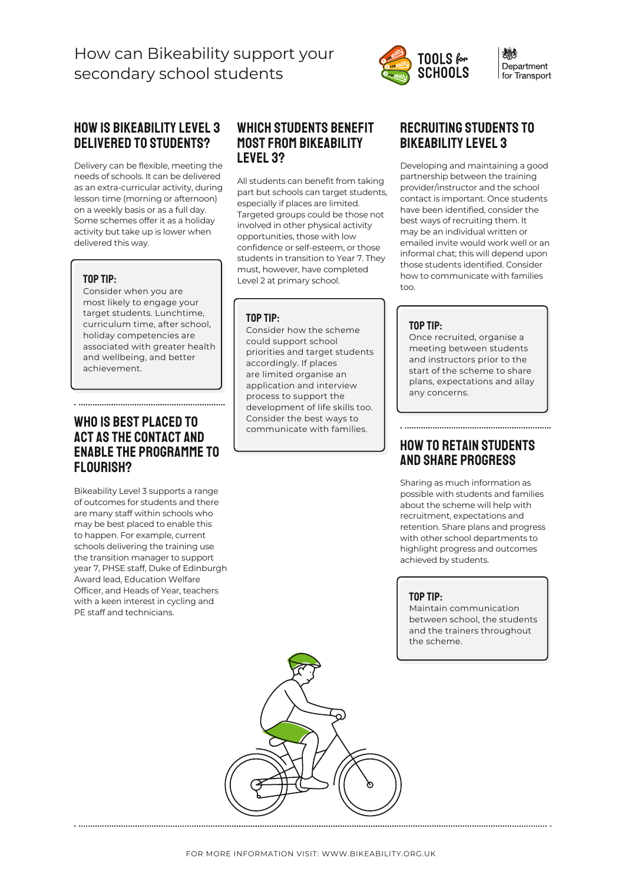# How can Bikeability support your secondary school students

## HOW IS BIKEABILITY LEVEL 3 DELIVERED TO STUDENTS?

Delivery can be flexible, meeting the needs of schools. It can be delivered as an extra-curricular activity, during lesson time (morning or afternoon) on a weekly basis or as a full day. Some schemes offer it as a holiday activity but take up is lower when delivered this way.

> **TOP TIP:**
> Consider when you are most likely to engage your target students. Lunchtime, curriculum time, after school, holiday competencies are associated with greater health and wellbeing, and better achievement.

## WHO IS BEST PLACED TO ACT AS THE CONTACT AND ENABLE THE PROGRAMME TO FLOURISH?

Bikeability Level 3 supports a range of outcomes for students and there are many staff within schools who may be best placed to enable this to happen. For example, current schools delivering the training use the transition manager to support year 7, PHSE staff, Duke of Edinburgh Award lead, Education Welfare Officer, and Heads of Year, teachers with a keen interest in cycling and PE staff and technicians.

## WHICH STUDENTS BENEFIT MOST FROM BIKEABILITY LEVEL 3?

All students can benefit from taking part but schools can target students, especially if places are limited. Targeted groups could be those not involved in other physical activity opportunities, those with low confidence or self-esteem, or those students in transition to Year 7. They must, however, have completed Level 2 at primary school.

> **TOP TIP:**
> Consider how the scheme could support school priorities and target students accordingly. If places are limited organise an application and interview process to support the development of life skills too. Consider the best ways to communicate with families.

## RECRUITING STUDENTS TO BIKEABILITY LEVEL 3

Developing and maintaining a good partnership between the training provider/instructor and the school contact is important. Once students have been identified, consider the best ways of recruiting them. It may be an individual written or emailed invite would work well or an informal chat; this will depend upon those students identified. Consider how to communicate with families too.

> **TOP TIP:**
> Once recruited, organise a meeting between students and instructors prior to the start of the scheme to share plans, expectations and allay any concerns.

## HOW TO RETAIN STUDENTS AND SHARE PROGRESS

Sharing as much information as possible with students and families about the scheme will help with recruitment, expectations and retention. Share plans and progress with other school departments to highlight progress and outcomes achieved by students.

> **TOP TIP:**
> Maintain communication between school, the students and the trainers throughout the scheme.

FOR MORE INFORMATION VISIT: WWW.BIKEABILITY.ORG.UK